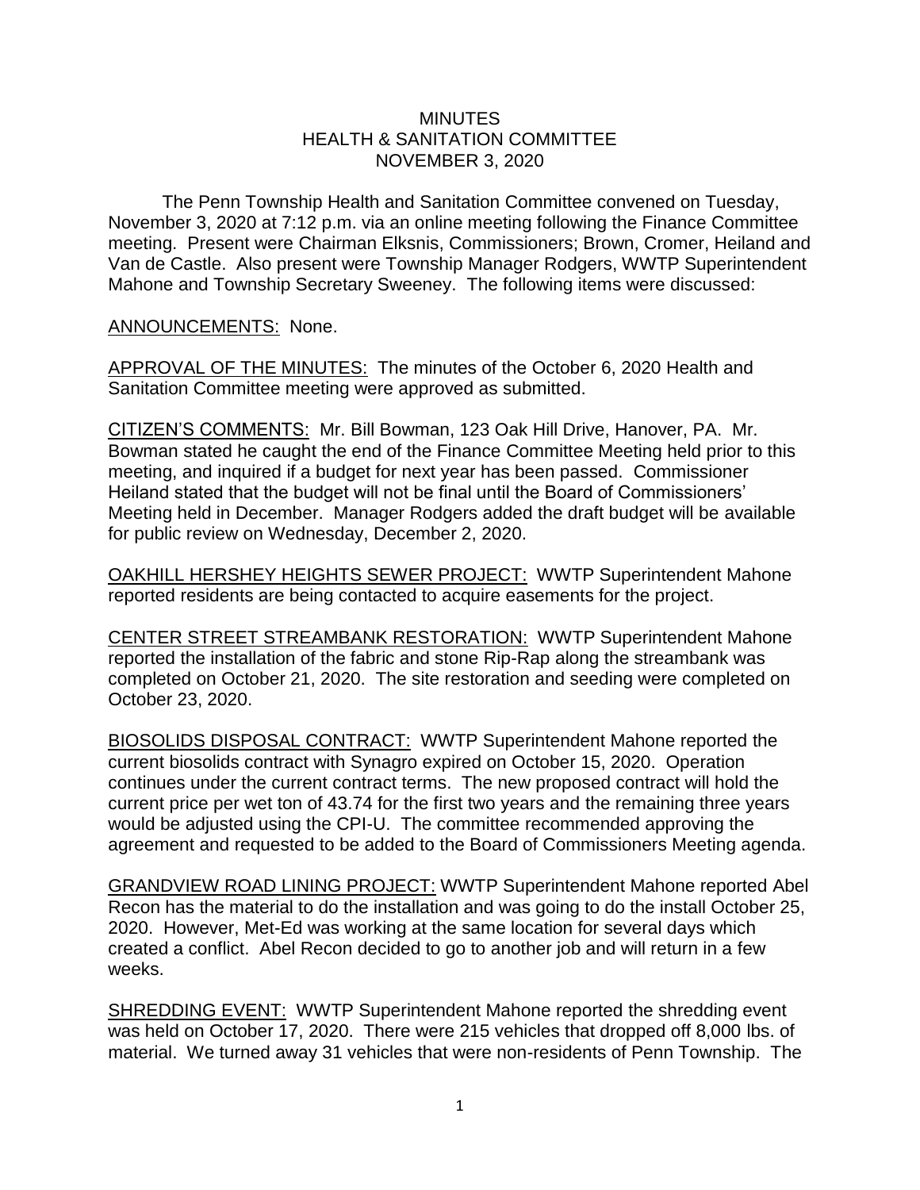# MINUTES
## HEALTH & SANITATION COMMITTEE
## NOVEMBER 3, 2020

The Penn Township Health and Sanitation Committee convened on Tuesday, November 3, 2020 at 7:12 p.m. via an online meeting following the Finance Committee meeting. Present were Chairman Elksnis, Commissioners; Brown, Cromer, Heiland and Van de Castle. Also present were Township Manager Rodgers, WWTP Superintendent Mahone and Township Secretary Sweeney. The following items were discussed:

ANNOUNCEMENTS: None.

APPROVAL OF THE MINUTES: The minutes of the October 6, 2020 Health and Sanitation Committee meeting were approved as submitted.

CITIZEN'S COMMENTS: Mr. Bill Bowman, 123 Oak Hill Drive, Hanover, PA. Mr. Bowman stated he caught the end of the Finance Committee Meeting held prior to this meeting, and inquired if a budget for next year has been passed. Commissioner Heiland stated that the budget will not be final until the Board of Commissioners' Meeting held in December. Manager Rodgers added the draft budget will be available for public review on Wednesday, December 2, 2020.

OAKHILL HERSHEY HEIGHTS SEWER PROJECT: WWTP Superintendent Mahone reported residents are being contacted to acquire easements for the project.

CENTER STREET STREAMBANK RESTORATION: WWTP Superintendent Mahone reported the installation of the fabric and stone Rip-Rap along the streambank was completed on October 21, 2020. The site restoration and seeding were completed on October 23, 2020.

BIOSOLIDS DISPOSAL CONTRACT: WWTP Superintendent Mahone reported the current biosolids contract with Synagro expired on October 15, 2020. Operation continues under the current contract terms. The new proposed contract will hold the current price per wet ton of 43.74 for the first two years and the remaining three years would be adjusted using the CPI-U. The committee recommended approving the agreement and requested to be added to the Board of Commissioners Meeting agenda.

GRANDVIEW ROAD LINING PROJECT: WWTP Superintendent Mahone reported Abel Recon has the material to do the installation and was going to do the install October 25, 2020. However, Met-Ed was working at the same location for several days which created a conflict. Abel Recon decided to go to another job and will return in a few weeks.

SHREDDING EVENT: WWTP Superintendent Mahone reported the shredding event was held on October 17, 2020. There were 215 vehicles that dropped off 8,000 lbs. of material. We turned away 31 vehicles that were non-residents of Penn Township. The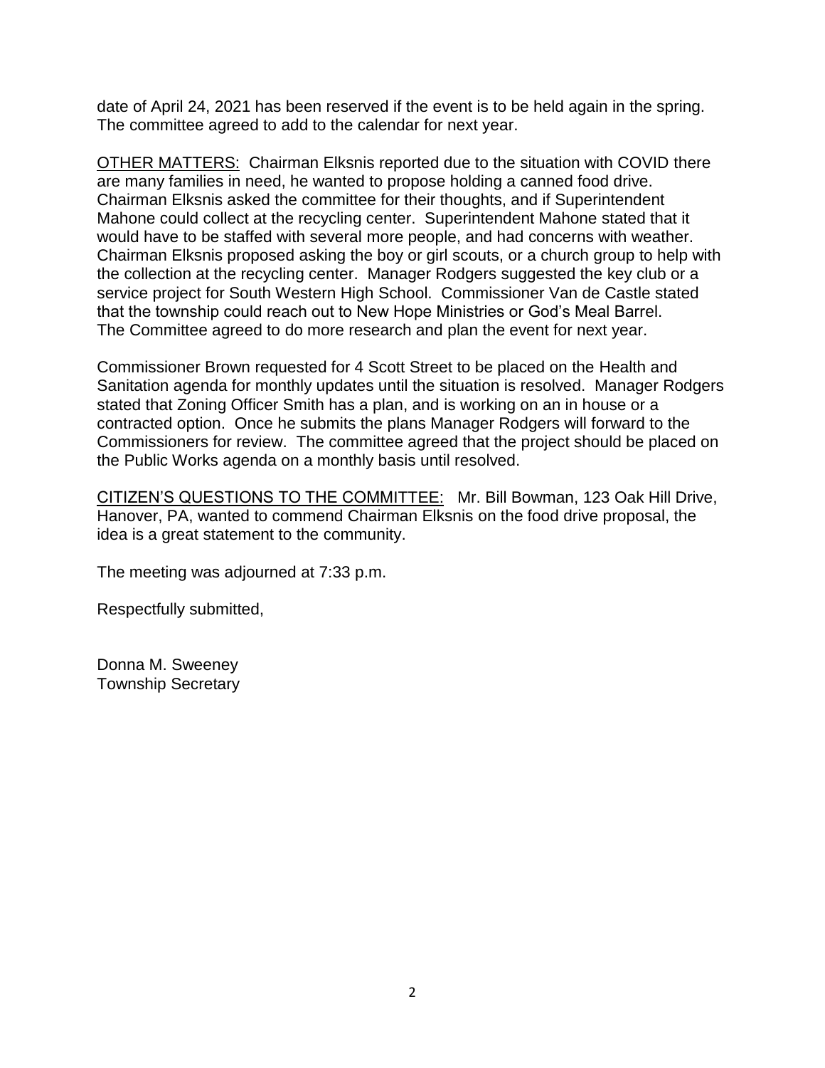date of April 24, 2021 has been reserved if the event is to be held again in the spring. The committee agreed to add to the calendar for next year.

OTHER MATTERS: Chairman Elksnis reported due to the situation with COVID there are many families in need, he wanted to propose holding a canned food drive. Chairman Elksnis asked the committee for their thoughts, and if Superintendent Mahone could collect at the recycling center. Superintendent Mahone stated that it would have to be staffed with several more people, and had concerns with weather. Chairman Elksnis proposed asking the boy or girl scouts, or a church group to help with the collection at the recycling center. Manager Rodgers suggested the key club or a service project for South Western High School. Commissioner Van de Castle stated that the township could reach out to New Hope Ministries or God's Meal Barrel. The Committee agreed to do more research and plan the event for next year.

Commissioner Brown requested for 4 Scott Street to be placed on the Health and Sanitation agenda for monthly updates until the situation is resolved. Manager Rodgers stated that Zoning Officer Smith has a plan, and is working on an in house or a contracted option. Once he submits the plans Manager Rodgers will forward to the Commissioners for review. The committee agreed that the project should be placed on the Public Works agenda on a monthly basis until resolved.

CITIZEN'S QUESTIONS TO THE COMMITTEE: Mr. Bill Bowman, 123 Oak Hill Drive, Hanover, PA, wanted to commend Chairman Elksnis on the food drive proposal, the idea is a great statement to the community.

The meeting was adjourned at 7:33 p.m.

Respectfully submitted,

Donna M. Sweeney
Township Secretary